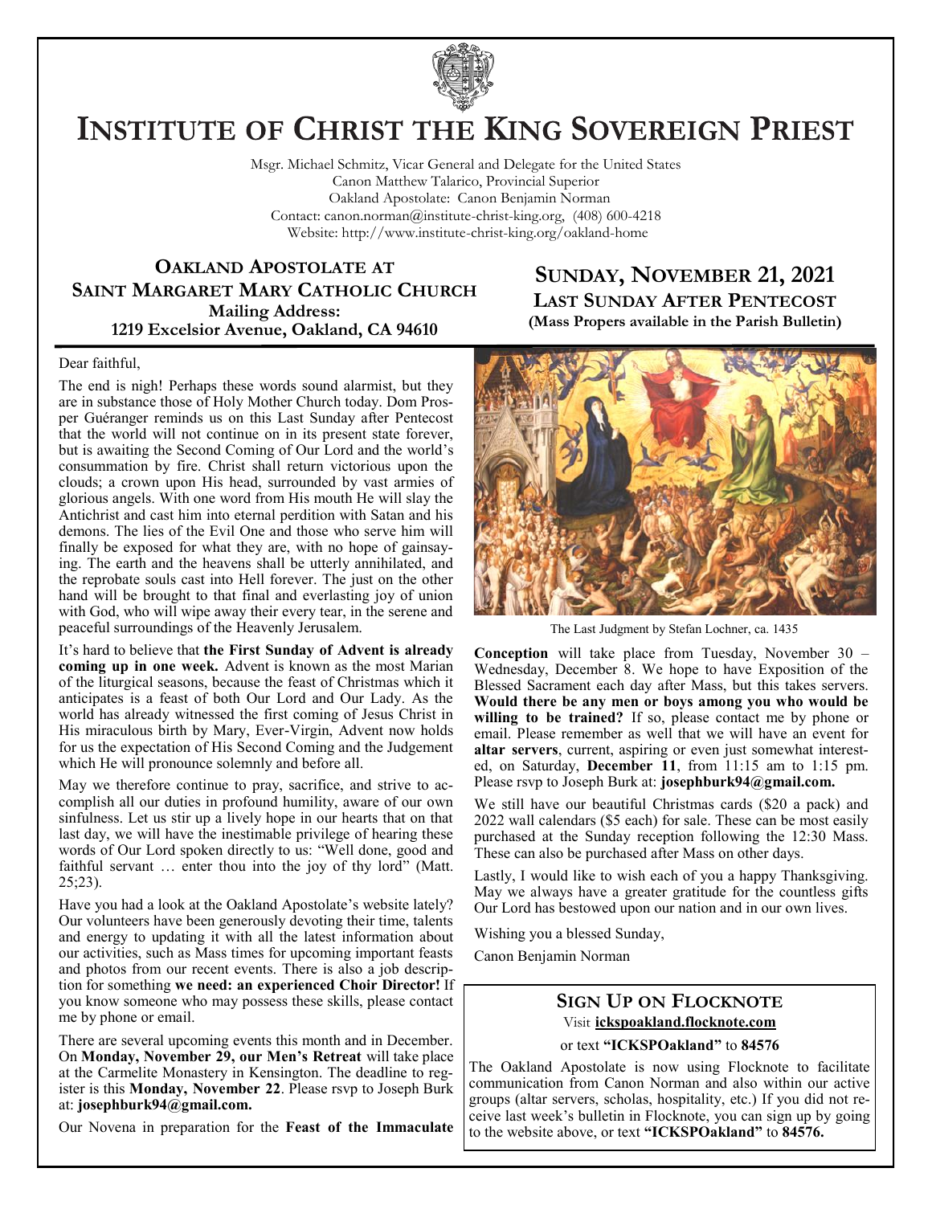# INSTITUTE OF CHRIST THE KING SOVEREIGN PRIEST

Msgr. Michael Schmitz, Vicar General and Delegate for the United States
Canon Matthew Talarico, Provincial Superior
Oakland Apostolate: Canon Benjamin Norman
Contact: canon.norman@institute-christ-king.org, (408) 600-4218
Website: http://www.institute-christ-king.org/oakland-home

## OAKLAND APOSTOLATE AT SAINT MARGARET MARY CATHOLIC CHURCH

**Mailing Address:**
**1219 Excelsior Avenue, Oakland, CA 94610**

## SUNDAY, NOVEMBER 21, 2021

### LAST SUNDAY AFTER PENTECOST

**(Mass Propers available in the Parish Bulletin)**

Dear faithful,

The end is nigh! Perhaps these words sound alarmist, but they are in substance those of Holy Mother Church today. Dom Prosper Guéranger reminds us on this Last Sunday after Pentecost that the world will not continue on in its present state forever, but is awaiting the Second Coming of Our Lord and the world's consummation by fire. Christ shall return victorious upon the clouds; a crown upon His head, surrounded by vast armies of glorious angels. With one word from His mouth He will slay the Antichrist and cast him into eternal perdition with Satan and his demons. The lies of the Evil One and those who serve him will finally be exposed for what they are, with no hope of gainsaying. The earth and the heavens shall be utterly annihilated, and the reprobate souls cast into Hell forever. The just on the other hand will be brought to that final and everlasting joy of union with God, who will wipe away their every tear, in the serene and peaceful surroundings of the Heavenly Jerusalem.

It's hard to believe that **the First Sunday of Advent is already coming up in one week.** Advent is known as the most Marian of the liturgical seasons, because the feast of Christmas which it anticipates is a feast of both Our Lord and Our Lady. As the world has already witnessed the first coming of Jesus Christ in His miraculous birth by Mary, Ever-Virgin, Advent now holds for us the expectation of His Second Coming and the Judgement which He will pronounce solemnly and before all.

May we therefore continue to pray, sacrifice, and strive to accomplish all our duties in profound humility, aware of our own sinfulness. Let us stir up a lively hope in our hearts that on that last day, we will have the inestimable privilege of hearing these words of Our Lord spoken directly to us: "Well done, good and faithful servant … enter thou into the joy of thy lord" (Matt. 25;23).

Have you had a look at the Oakland Apostolate's website lately? Our volunteers have been generously devoting their time, talents and energy to updating it with all the latest information about our activities, such as Mass times for upcoming important feasts and photos from our recent events. There is also a job description for something **we need: an experienced Choir Director!** If you know someone who may possess these skills, please contact me by phone or email.

There are several upcoming events this month and in December. On **Monday, November 29, our Men's Retreat** will take place at the Carmelite Monastery in Kensington. The deadline to register is this **Monday, November 22**. Please rsvp to Joseph Burk at: **josephburk94@gmail.com.**

Our Novena in preparation for the **Feast of the Immaculate Conception** will take place from Tuesday, November 30 – Wednesday, December 8. We hope to have Exposition of the Blessed Sacrament each day after Mass, but this takes servers. **Would there be any men or boys among you who would be willing to be trained?** If so, please contact me by phone or email. Please remember as well that we will have an event for **altar servers**, current, aspiring or even just somewhat interested, on Saturday, **December 11**, from 11:15 am to 1:15 pm. Please rsvp to Joseph Burk at: **josephburk94@gmail.com.**

The Last Judgment by Stefan Lochner, ca. 1435

We still have our beautiful Christmas cards ($20 a pack) and 2022 wall calendars ($5 each) for sale. These can be most easily purchased at the Sunday reception following the 12:30 Mass. These can also be purchased after Mass on other days.

Lastly, I would like to wish each of you a happy Thanksgiving. May we always have a greater gratitude for the countless gifts Our Lord has bestowed upon our nation and in our own lives.

Wishing you a blessed Sunday,

Canon Benjamin Norman

### SIGN UP ON FLOCKNOTE

Visit **ickspoakland.flocknote.com**

or text **"ICKSPOakland"** to **84576**

The Oakland Apostolate is now using Flocknote to facilitate communication from Canon Norman and also within our active groups (altar servers, scholas, hospitality, etc.) If you did not receive last week's bulletin in Flocknote, you can sign up by going to the website above, or text **"ICKSPOakland"** to **84576.**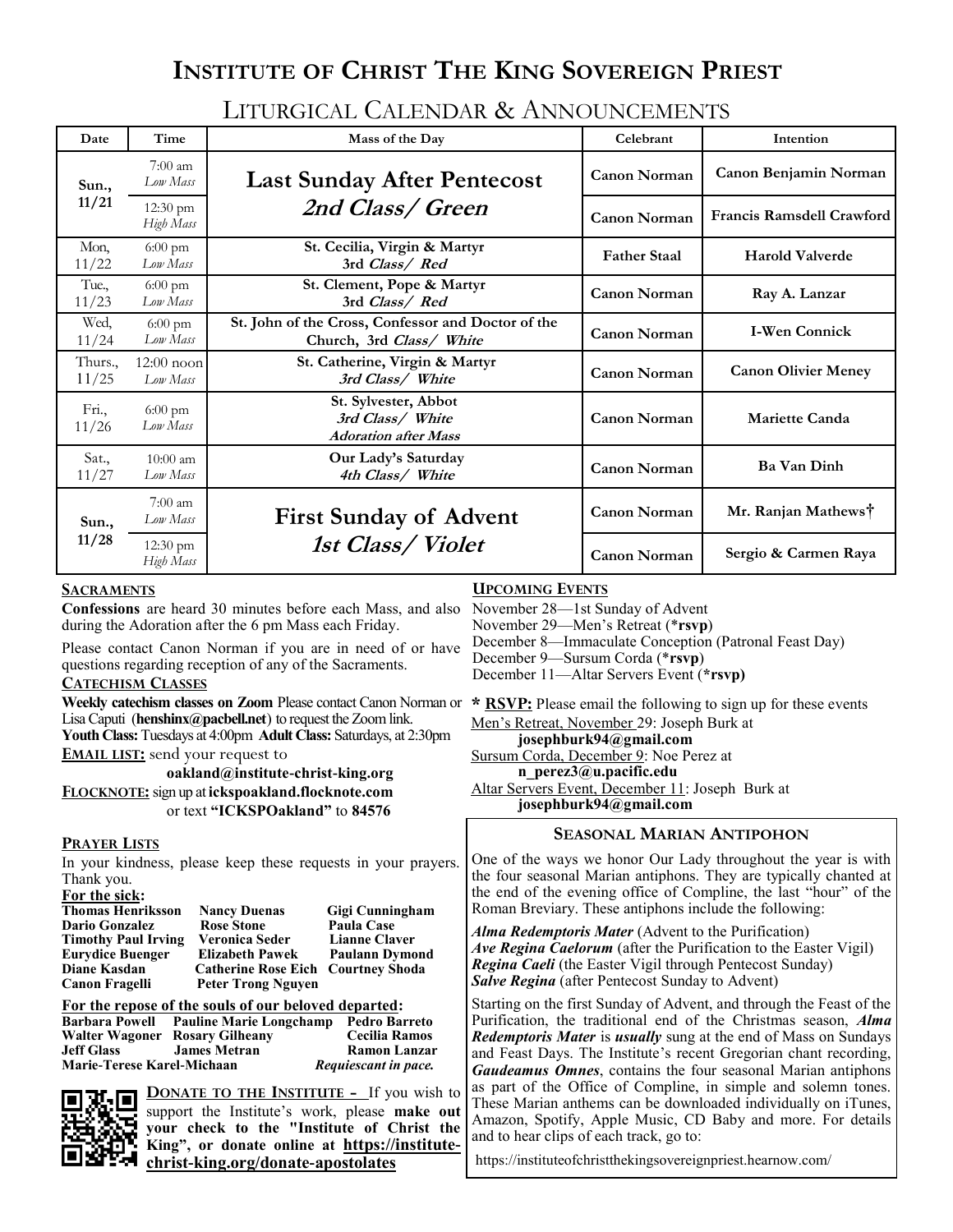# Institute of Christ The King Sovereign Priest

## Liturgical Calendar & Announcements

| Date | Time | Mass of the Day | Celebrant | Intention |
|---|---|---|---|---|
| **Sun., 11/21** | 7:00 am *Low Mass* | **Last Sunday After Pentecost** ***2nd Class/ Green*** | **Canon Norman** | **Canon Benjamin Norman** |
| | 12:30 pm *High Mass* | | **Canon Norman** | **Francis Ramsdell Crawford** |
| Mon, 11/22 | 6:00 pm *Low Mass* | **St. Cecilia, Virgin & Martyr** **3rd *Class/ Red*** | **Father Staal** | **Harold Valverde** |
| Tue., 11/23 | 6:00 pm *Low Mass* | **St. Clement, Pope & Martyr** **3rd *Class/ Red*** | **Canon Norman** | **Ray A. Lanzar** |
| Wed, 11/24 | 6:00 pm *Low Mass* | **St. John of the Cross, Confessor and Doctor of the Church, 3rd *Class/ White*** | **Canon Norman** | **I-Wen Connick** |
| Thurs., 11/25 | 12:00 noon *Low Mass* | **St. Catherine, Virgin & Martyr** ***3rd Class/ White*** | **Canon Norman** | **Canon Olivier Meney** |
| Fri., 11/26 | 6:00 pm *Low Mass* | **St. Sylvester, Abbot** ***3rd Class/ White*** ***Adoration after Mass*** | **Canon Norman** | **Mariette Canda** |
| Sat., 11/27 | 10:00 am *Low Mass* | **Our Lady's Saturday** ***4th Class/ White*** | **Canon Norman** | **Ba Van Dinh** |
| **Sun., 11/28** | 7:00 am *Low Mass* | **First Sunday of Advent** ***1st Class/ Violet*** | **Canon Norman** | **Mr. Ranjan Mathews†** |
| | 12:30 pm *High Mass* | | **Canon Norman** | **Sergio & Carmen Raya** |

### Sacraments

**Confessions** are heard 30 minutes before each Mass, and also during the Adoration after the 6 pm Mass each Friday.

Please contact Canon Norman if you are in need of or have questions regarding reception of any of the Sacraments.

### Catechism Classes

**Weekly catechism classes on Zoom** Please contact Canon Norman or Lisa Caputi (**henshinx@pacbell.net**) to request the Zoom link.
**Youth Class:** Tuesdays at 4:00pm **Adult Class:** Saturdays, at 2:30pm

**EMAIL LIST:** send your request to
**oakland@institute-christ-king.org**

**FLOCKNOTE:** sign up at **ickspoakland.flocknote.com** or text **"ICKSPOakland"** to **84576**

### Prayer Lists

In your kindness, please keep these requests in your prayers. Thank you.

**For the sick:**

**Thomas Henriksson, Nancy Duenas, Gigi Cunningham, Dario Gonzalez, Rose Stone, Paula Case, Timothy Paul Irving, Veronica Seder, Lianne Claver, Eurydice Buenger, Elizabeth Pawek, Paulann Dymond, Diane Kasdan, Catherine Rose Eich, Courtney Shoda, Canon Fragelli, Peter Trong Nguyen**

**For the repose of the souls of our beloved departed:**

**Barbara Powell, Pauline Marie Longchamp, Pedro Barreto, Walter Wagoner, Rosary Gilheany, Cecilia Ramos, Jeff Glass, James Metran, Ramon Lanzar, Marie-Terese Karel-Michaan** ***Requiescant in pace.***

**DONATE TO THE INSTITUTE -** If you wish to support the Institute's work, please **make out your check to the "Institute of Christ the King", or donate online at https://institute-christ-king.org/donate-apostolates**

### Upcoming Events

November 28—1st Sunday of Advent
November 29—Men's Retreat (***rsvp**)
December 8—Immaculate Conception (Patronal Feast Day)
December 9—Sursum Corda (***rsvp**)
December 11—Altar Servers Event (***rsvp)**

**\* RSVP:** Please email the following to sign up for these events

Men's Retreat, November 29: Joseph Burk at **josephburk94@gmail.com**
Sursum Corda, December 9: Noe Perez at **n_perez3@u.pacific.edu**
Altar Servers Event, December 11: Joseph Burk at **josephburk94@gmail.com**

### Seasonal Marian Antipohon

One of the ways we honor Our Lady throughout the year is with the four seasonal Marian antiphons. They are typically chanted at the end of the evening office of Compline, the last "hour" of the Roman Breviary. These antiphons include the following:

***Alma Redemptoris Mater*** (Advent to the Purification)
***Ave Regina Caelorum*** (after the Purification to the Easter Vigil)
***Regina Caeli*** (the Easter Vigil through Pentecost Sunday)
***Salve Regina*** (after Pentecost Sunday to Advent)

Starting on the first Sunday of Advent, and through the Feast of the Purification, the traditional end of the Christmas season, ***Alma Redemptoris Mater*** is ***usually*** sung at the end of Mass on Sundays and Feast Days. The Institute's recent Gregorian chant recording, ***Gaudeamus Omnes***, contains the four seasonal Marian antiphons as part of the Office of Compline, in simple and solemn tones. These Marian anthems can be downloaded individually on iTunes, Amazon, Spotify, Apple Music, CD Baby and more. For details and to hear clips of each track, go to:

https://instituteofchristthekingsovereignpriest.hearnow.com/